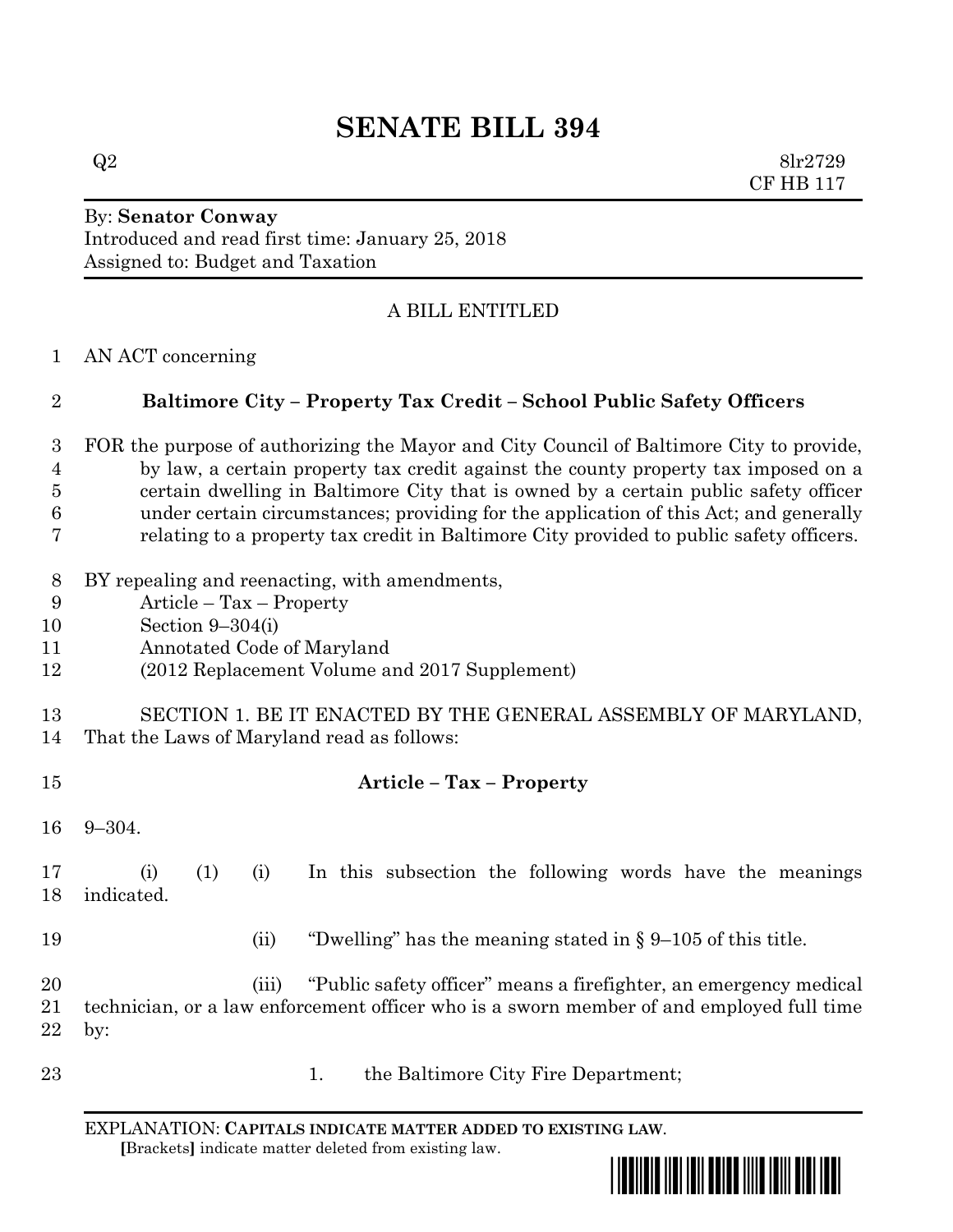# SENATE BILL 394

Q2 8lr2729
CF HB 117

By: **Senator Conway**
Introduced and read first time: January 25, 2018
Assigned to: Budget and Taxation

A BILL ENTITLED

AN ACT concerning

**Baltimore City – Property Tax Credit – School Public Safety Officers**

FOR the purpose of authorizing the Mayor and City Council of Baltimore City to provide, by law, a certain property tax credit against the county property tax imposed on a certain dwelling in Baltimore City that is owned by a certain public safety officer under certain circumstances; providing for the application of this Act; and generally relating to a property tax credit in Baltimore City provided to public safety officers.

BY repealing and reenacting, with amendments,
Article – Tax – Property
Section 9–304(i)
Annotated Code of Maryland
(2012 Replacement Volume and 2017 Supplement)

SECTION 1. BE IT ENACTED BY THE GENERAL ASSEMBLY OF MARYLAND, That the Laws of Maryland read as follows:

**Article – Tax – Property**

9–304.

(i) (1) (i) In this subsection the following words have the meanings indicated.

(ii) "Dwelling" has the meaning stated in § 9–105 of this title.

(iii) "Public safety officer" means a firefighter, an emergency medical technician, or a law enforcement officer who is a sworn member of and employed full time by:

1. the Baltimore City Fire Department;

EXPLANATION: **CAPITALS INDICATE MATTER ADDED TO EXISTING LAW**.
**[**Brackets**]** indicate matter deleted from existing law.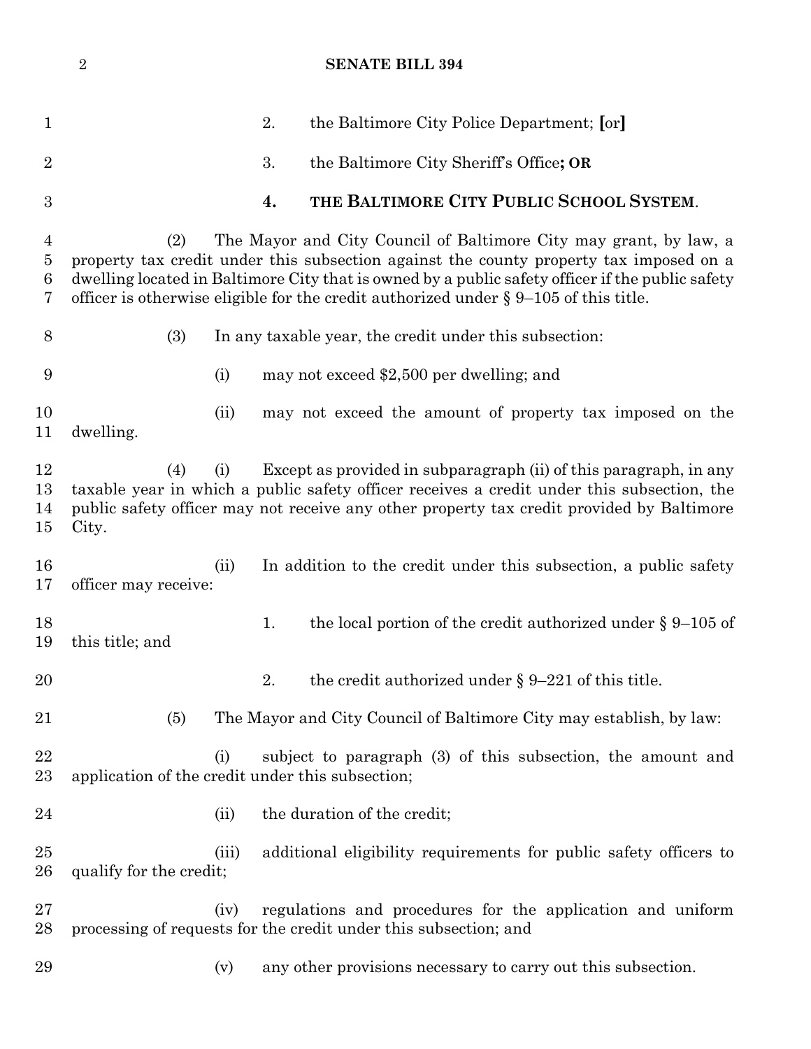2. the Baltimore City Police Department; [or]

3. the Baltimore City Sheriff's Office**; OR**

**4. THE BALTIMORE CITY PUBLIC SCHOOL SYSTEM**.

(2) The Mayor and City Council of Baltimore City may grant, by law, a property tax credit under this subsection against the county property tax imposed on a dwelling located in Baltimore City that is owned by a public safety officer if the public safety officer is otherwise eligible for the credit authorized under § 9–105 of this title.

(3) In any taxable year, the credit under this subsection:

(i) may not exceed $2,500 per dwelling; and

(ii) may not exceed the amount of property tax imposed on the dwelling.

(4) (i) Except as provided in subparagraph (ii) of this paragraph, in any taxable year in which a public safety officer receives a credit under this subsection, the public safety officer may not receive any other property tax credit provided by Baltimore City.

(ii) In addition to the credit under this subsection, a public safety officer may receive:

1. the local portion of the credit authorized under § 9–105 of this title; and

2. the credit authorized under § 9–221 of this title.

(5) The Mayor and City Council of Baltimore City may establish, by law:

(i) subject to paragraph (3) of this subsection, the amount and application of the credit under this subsection;

(ii) the duration of the credit;

(iii) additional eligibility requirements for public safety officers to qualify for the credit;

(iv) regulations and procedures for the application and uniform processing of requests for the credit under this subsection; and

(v) any other provisions necessary to carry out this subsection.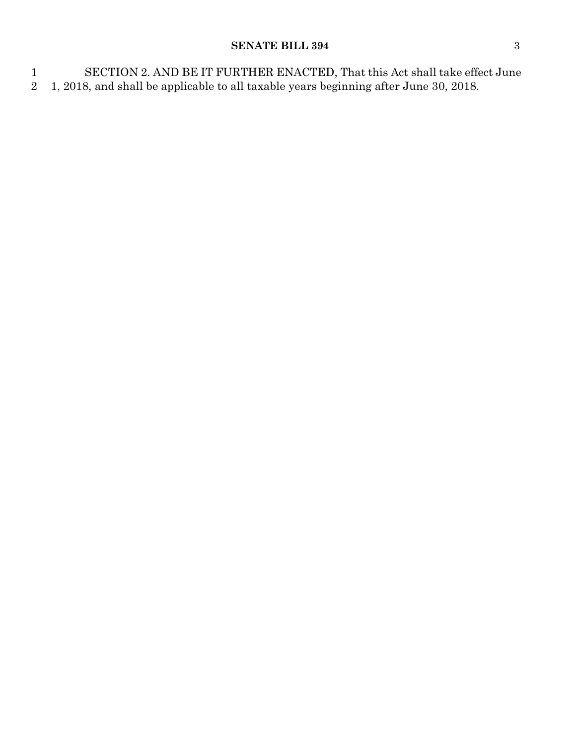SECTION 2. AND BE IT FURTHER ENACTED, That this Act shall take effect June 1, 2018, and shall be applicable to all taxable years beginning after June 30, 2018.